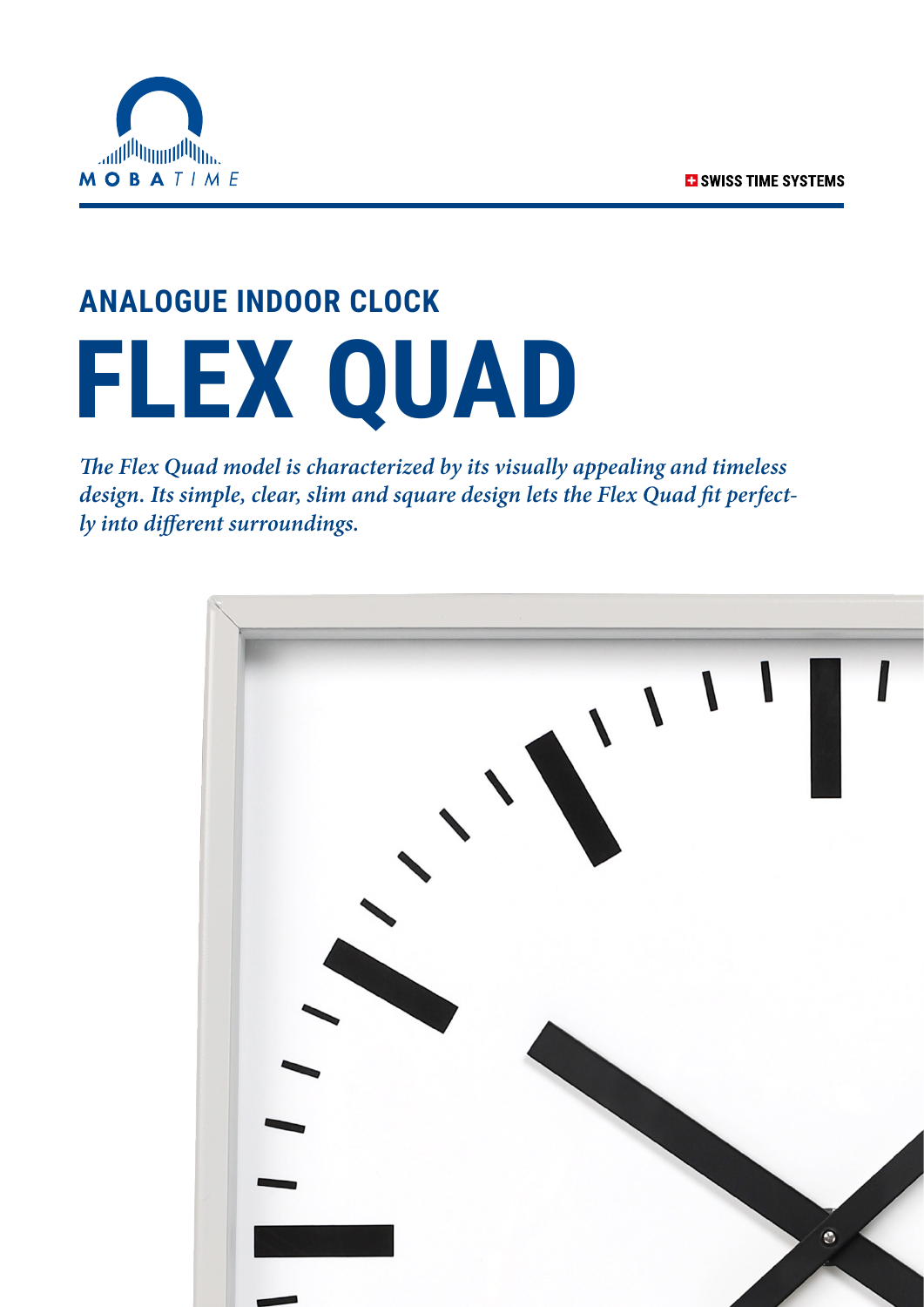MOBATIME

SWISS TIME SYSTEMS

## ANALOGUE INDOOR CLOCK

# FLEX QUAD

*The Flex Quad model is characterized by its visually appealing and timeless design. Its simple, clear, slim and square design lets the Flex Quad fit perfectly into different surroundings.*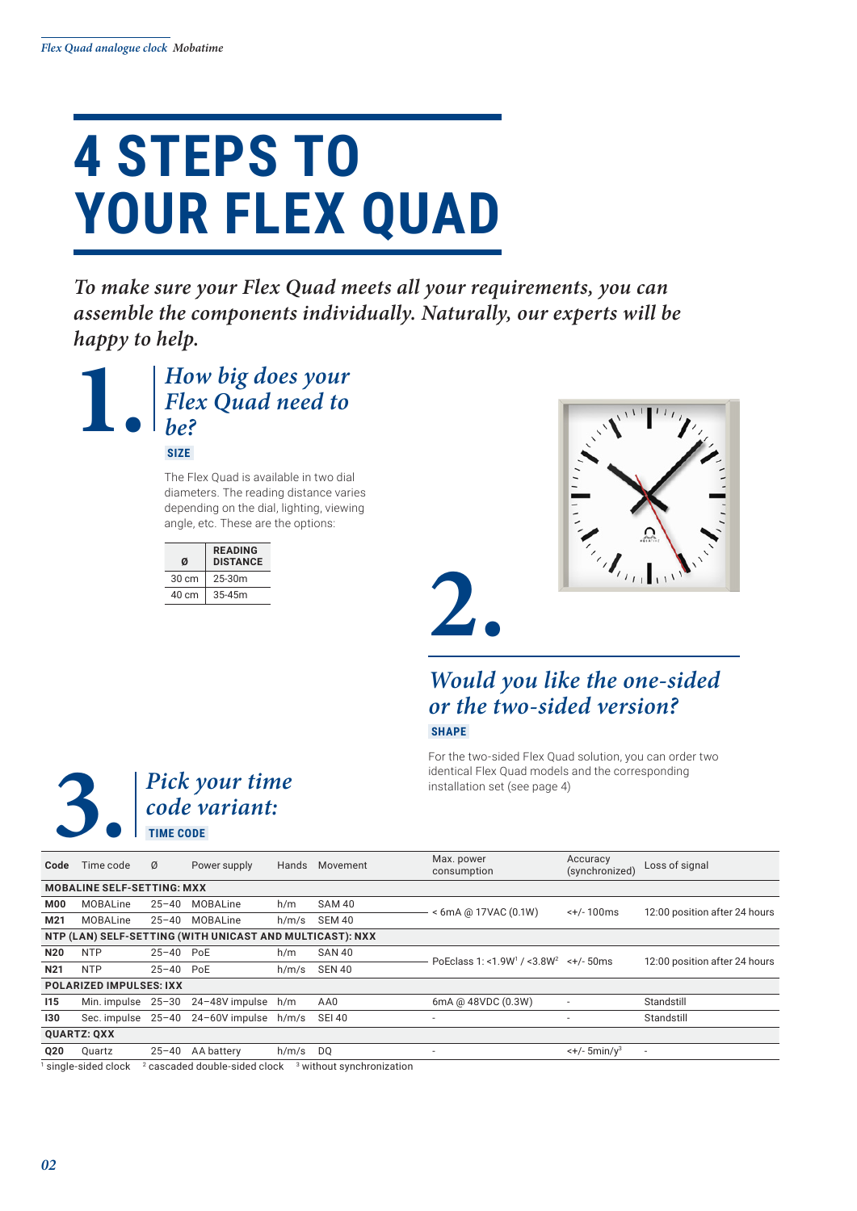# 4 STEPS TO YOUR FLEX QUAD

*To make sure your Flex Quad meets all your requirements, you can assemble the components individually. Naturally, our experts will be happy to help.*

## 1. *How big does your Flex Quad need to be?*

**SIZE**

The Flex Quad is available in two dial diameters. The reading distance varies depending on the dial, lighting, viewing angle, etc. These are the options:

| Ø | READING DISTANCE |
|---|---|
| 30 cm | 25-30m |
| 40 cm | 35-45m |

## 2. *Would you like the one-sided or the two-sided version?*

**SHAPE**

For the two-sided Flex Quad solution, you can order two identical Flex Quad models and the corresponding installation set (see page 4)

## 3. *Pick your time code variant:*

**TIME CODE**

| Code | Time code | Ø | Power supply | Hands | Movement | Max. power consumption | Accuracy (synchronized) | Loss of signal |
|---|---|---|---|---|---|---|---|---|
| **MOBALINE SELF-SETTING: MXX** | | | | | | | | |
| **M00** | MOBALine | 25–40 | MOBALine | h/m | SAM 40 | < 6mA @ 17VAC (0.1W) | <+/- 100ms | 12:00 position after 24 hours |
| **M21** | MOBALine | 25–40 | MOBALine | h/m/s | SEM 40 | | | |
| **NTP (LAN) SELF-SETTING (WITH UNICAST AND MULTICAST): NXX** | | | | | | | | |
| **N20** | NTP | 25–40 | PoE | h/m | SAN 40 | PoEclass 1: <1.9W[1] / <3.8W[2] | <+/- 50ms | 12:00 position after 24 hours |
| **N21** | NTP | 25–40 | PoE | h/m/s | SEN 40 | | | |
| **POLARIZED IMPULSES: IXX** | | | | | | | | |
| **I15** | Min. impulse | 25–30 | 24–48V impulse | h/m | AA0 | 6mA @ 48VDC (0.3W) | - | Standstill |
| **I30** | Sec. impulse | 25–40 | 24–60V impulse | h/m/s | SEI 40 | - | - | Standstill |
| **QUARTZ: QXX** | | | | | | | | |
| **Q20** | Quartz | 25–40 | AA battery | h/m/s | DQ | - | <+/- 5min/y[3] | - |

[1] single-sided clock [2] cascaded double-sided clock [3] without synchronization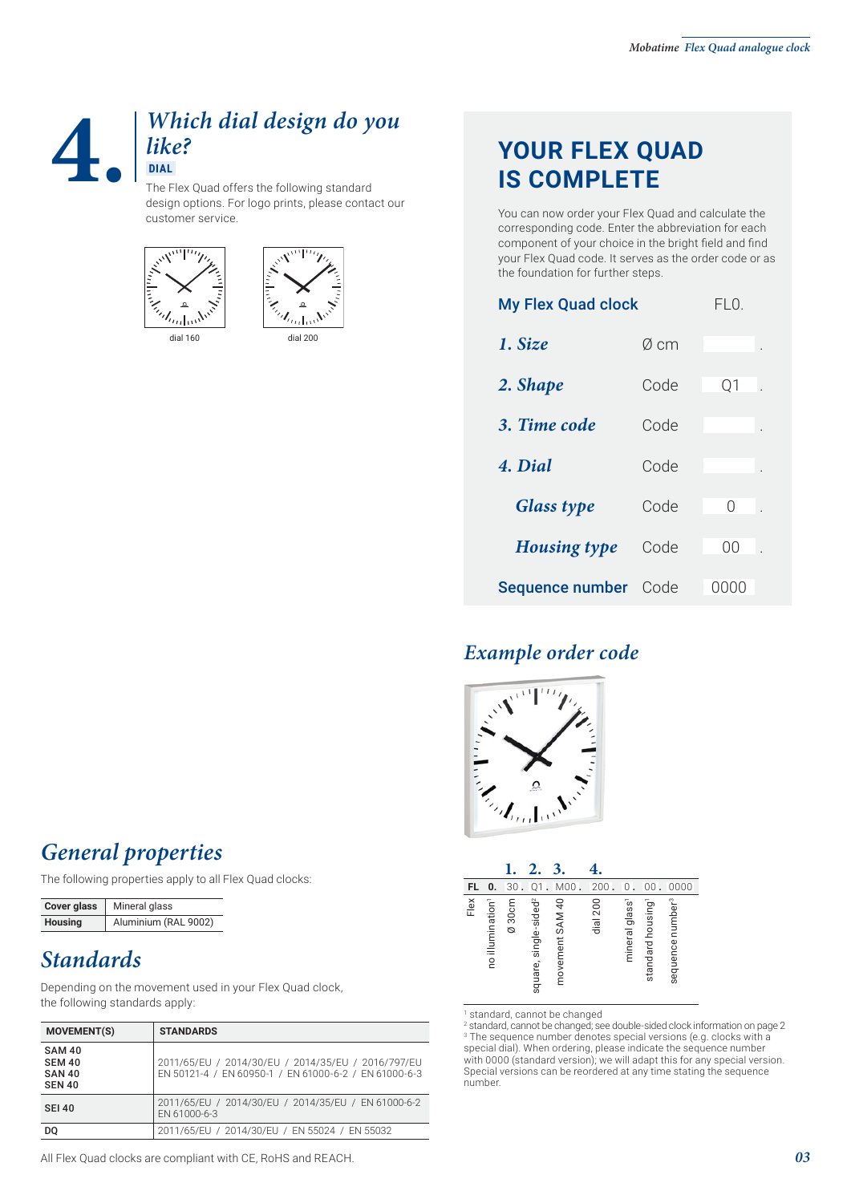# 4. *Which dial design do you like?*

**DIAL**

The Flex Quad offers the following standard design options. For logo prints, please contact our customer service.

dial 160

dial 200

## YOUR FLEX QUAD IS COMPLETE

You can now order your Flex Quad and calculate the corresponding code. Enter the abbreviation for each component of your choice in the bright field and find your Flex Quad code. It serves as the order code or as the foundation for further steps.

| My Flex Quad clock | | FL0. |
|---|---|---|
| *1. Size* | Ø cm | . |
| *2. Shape* | Code | Q1 . |
| *3. Time code* | Code | . |
| *4. Dial* | Code | . |
| *Glass type* | Code | 0 . |
| *Housing type* | Code | 00 . |
| Sequence number | Code | 0000 |

## *Example order code*

| | | 1. | 2. | 3. | 4. | | | |
|---|---|---|---|---|---|---|---|---|
| FL | 0. | 30. | Q1. | M00. | 200. | 0. | 00. | 0000 |
| Flex | no illumination[1] | Ø 30cm | square, single-sided[2] | movement SAM 40 | dial 200 | mineral glass[1] | standard housing[1] | sequence number[3] |

[1] standard, cannot be changed
[2] standard, cannot be changed; see double-sided clock information on page 2
[3] The sequence number denotes special versions (e.g. clocks with a special dial). When ordering, please indicate the sequence number with 0000 (standard version); we will adapt this for any special version. Special versions can be reordered at any time stating the sequence number.

## *General properties*

The following properties apply to all Flex Quad clocks:

| | |
|---|---|
| **Cover glass** | Mineral glass |
| **Housing** | Aluminium (RAL 9002) |

## *Standards*

Depending on the movement used in your Flex Quad clock, the following standards apply:

| MOVEMENT(S) | STANDARDS |
|---|---|
| SAM 40<br>SEM 40<br>SAN 40<br>SEN 40 | 2011/65/EU / 2014/30/EU / 2014/35/EU / 2016/797/EU<br>EN 50121-4 / EN 60950-1 / EN 61000-6-2 / EN 61000-6-3 |
| SEI 40 | 2011/65/EU / 2014/30/EU / 2014/35/EU / EN 61000-6-2<br>EN 61000-6-3 |
| DQ | 2011/65/EU / 2014/30/EU / EN 55024 / EN 55032 |

All Flex Quad clocks are compliant with CE, RoHS and REACH.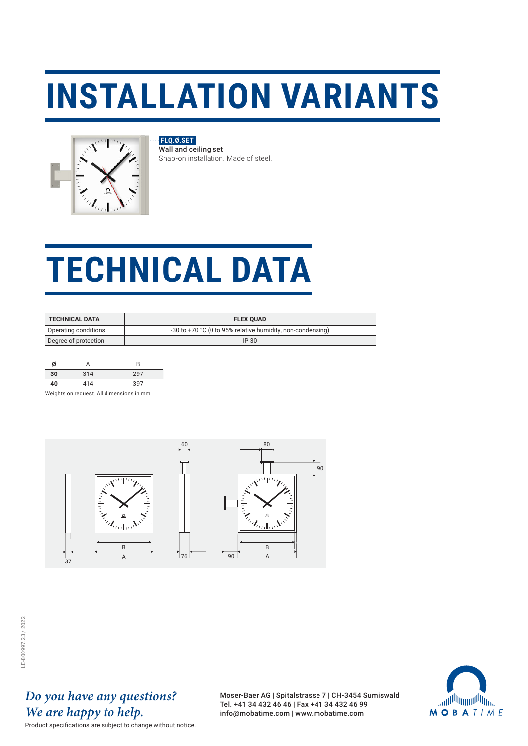# INSTALLATION VARIANTS

**FLQ.Ø.SET**
**Wall and ceiling set**
Snap-on installation. Made of steel.

# TECHNICAL DATA

| TECHNICAL DATA | FLEX QUAD |
| --- | --- |
| Operating conditions | -30 to +70 °C (0 to 95% relative humidity, non-condensing) |
| Degree of protection | IP 30 |

| Ø | A | B |
| --- | --- | --- |
| **30** | 314 | 297 |
| **40** | 414 | 397 |

Weights on request. All dimensions in mm.

60
80
90
B
A
37
76
90
B
A

LE-800997.23 / 2022

*Do you have any questions?*
*We are happy to help.*

Moser-Baer AG | Spitalstrasse 7 | CH-3454 Sumiswald
Tel. +41 34 432 46 46 | Fax +41 34 432 46 99
info@mobatime.com | www.mobatime.com

MOBATIME

Product specifications are subject to change without notice.